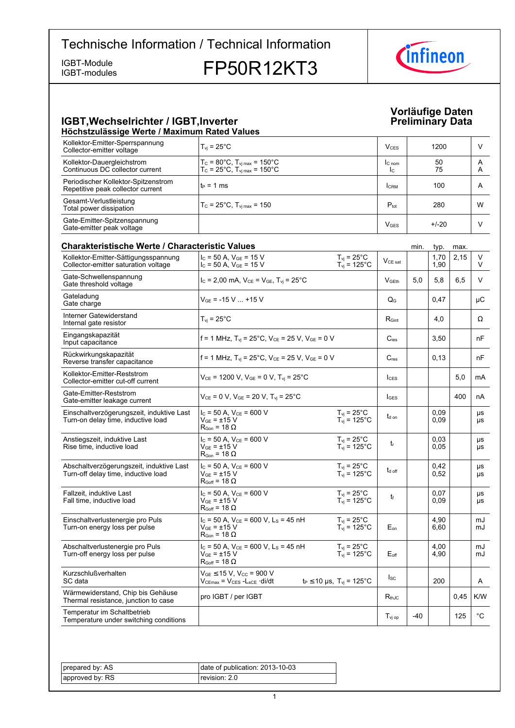# Technische Information / Technical Information

IGBT-Module
IGBT-modules

## FP50R12KT3

**Vorläufige Daten**
**Preliminary Data**

## IGBT,Wechselrichter / IGBT,Inverter

### Höchstzulässige Werte / Maximum Rated Values

| | | | | |
|---|---|---|---|---|
| Kollektor-Emitter-Sperrspannung<br>Collector-emitter voltage | $T_{vj}$ = 25°C | $V_{CES}$ | 1200 | V |
| Kollektor-Dauergleichstrom<br>Continuous DC collector current | $T_C$ = 80°C, $T_{vj\,max}$ = 150°C<br>$T_C$ = 25°C, $T_{vj\,max}$ = 150°C | $I_{C\,nom}$<br>$I_C$ | 50<br>75 | A<br>A |
| Periodischer Kollektor-Spitzenstrom<br>Repetitive peak collector current | $t_P$ = 1 ms | $I_{CRM}$ | 100 | A |
| Gesamt-Verlustleistung<br>Total power dissipation | $T_C$ = 25°C, $T_{vj\,max}$ = 150 | $P_{tot}$ | 280 | W |
| Gate-Emitter-Spitzenspannung<br>Gate-emitter peak voltage | | $V_{GES}$ | +/-20 | V |

### Charakteristische Werte / Characteristic Values

| | | | | min. | typ. | max. | |
|---|---|---|---|---|---|---|---|
| Kollektor-Emitter-Sättigungsspannung<br>Collector-emitter saturation voltage | $I_C$ = 50 A, $V_{GE}$ = 15 V<br>$I_C$ = 50 A, $V_{GE}$ = 15 V | $T_{vj}$ = 25°C<br>$T_{vj}$ = 125°C | $V_{CE\,sat}$ | | 1,70<br>1,90 | 2,15 | V<br>V |
| Gate-Schwellenspannung<br>Gate threshold voltage | $I_C$ = 2,00 mA, $V_{CE}$ = $V_{GE}$, $T_{vj}$ = 25°C | | $V_{GEth}$ | 5,0 | 5,8 | 6,5 | V |
| Gateladung<br>Gate charge | $V_{GE}$ = -15 V ... +15 V | | $Q_G$ | | 0,47 | | µC |
| Interner Gatewiderstand<br>Internal gate resistor | $T_{vj}$ = 25°C | | $R_{Gint}$ | | 4,0 | | Ω |
| Eingangskapazität<br>Input capacitance | f = 1 MHz, $T_{vj}$ = 25°C, $V_{CE}$ = 25 V, $V_{GE}$ = 0 V | | $C_{ies}$ | | 3,50 | | nF |
| Rückwirkungskapazität<br>Reverse transfer capacitance | f = 1 MHz, $T_{vj}$ = 25°C, $V_{CE}$ = 25 V, $V_{GE}$ = 0 V | | $C_{res}$ | | 0,13 | | nF |
| Kollektor-Emitter-Reststrom<br>Collector-emitter cut-off current | $V_{CE}$ = 1200 V, $V_{GE}$ = 0 V, $T_{vj}$ = 25°C | | $I_{CES}$ | | | 5,0 | mA |
| Gate-Emitter-Reststrom<br>Gate-emitter leakage current | $V_{CE}$ = 0 V, $V_{GE}$ = 20 V, $T_{vj}$ = 25°C | | $I_{GES}$ | | | 400 | nA |
| Einschaltverzögerungszeit, induktive Last<br>Turn-on delay time, inductive load | $I_C$ = 50 A, $V_{CE}$ = 600 V<br>$V_{GE}$ = ±15 V<br>$R_{Gon}$ = 18 Ω | $T_{vj}$ = 25°C<br>$T_{vj}$ = 125°C | $t_{d\,on}$ | | 0,09<br>0,09 | | µs<br>µs |
| Anstiegszeit, induktive Last<br>Rise time, inductive load | $I_C$ = 50 A, $V_{CE}$ = 600 V<br>$V_{GE}$ = ±15 V<br>$R_{Gon}$ = 18 Ω | $T_{vj}$ = 25°C<br>$T_{vj}$ = 125°C | $t_r$ | | 0,03<br>0,05 | | µs<br>µs |
| Abschaltverzögerungszeit, induktive Last<br>Turn-off delay time, inductive load | $I_C$ = 50 A, $V_{CE}$ = 600 V<br>$V_{GE}$ = ±15 V<br>$R_{Goff}$ = 18 Ω | $T_{vj}$ = 25°C<br>$T_{vj}$ = 125°C | $t_{d\,off}$ | | 0,42<br>0,52 | | µs<br>µs |
| Fallzeit, induktive Last<br>Fall time, inductive load | $I_C$ = 50 A, $V_{CE}$ = 600 V<br>$V_{GE}$ = ±15 V<br>$R_{Goff}$ = 18 Ω | $T_{vj}$ = 25°C<br>$T_{vj}$ = 125°C | $t_f$ | | 0,07<br>0,09 | | µs<br>µs |
| Einschaltverlustenergie pro Puls<br>Turn-on energy loss per pulse | $I_C$ = 50 A, $V_{CE}$ = 600 V, $L_S$ = 45 nH<br>$V_{GE}$ = ±15 V<br>$R_{Gon}$ = 18 Ω | $T_{vj}$ = 25°C<br>$T_{vj}$ = 125°C | $E_{on}$ | | 4,90<br>6,60 | | mJ<br>mJ |
| Abschaltverlustenergie pro Puls<br>Turn-off energy loss per pulse | $I_C$ = 50 A, $V_{CE}$ = 600 V, $L_S$ = 45 nH<br>$V_{GE}$ = ±15 V<br>$R_{Goff}$ = 18 Ω | $T_{vj}$ = 25°C<br>$T_{vj}$ = 125°C | $E_{off}$ | | 4,00<br>4,90 | | mJ<br>mJ |
| Kurzschlußverhalten<br>SC data | $V_{GE}$ ≤15 V, $V_{CC}$ = 900 V<br>$V_{CEmax}$ = $V_{CES}$ - $L_{sCE}$ ·di/dt | $t_P$ ≤10 µs, $T_{vj}$ = 125°C | $I_{SC}$ | | 200 | | A |
| Wärmewiderstand, Chip bis Gehäuse<br>Thermal resistance, junction to case | pro IGBT / per IGBT | | $R_{thJC}$ | | | 0,45 | K/W |
| Temperatur im Schaltbetrieb<br>Temperature under switching conditions | | | $T_{vj\,op}$ | -40 | | 125 | °C |

| | |
|---|---|
| prepared by: AS | date of publication: 2013-10-03 |
| approved by: RS | revision: 2.0 |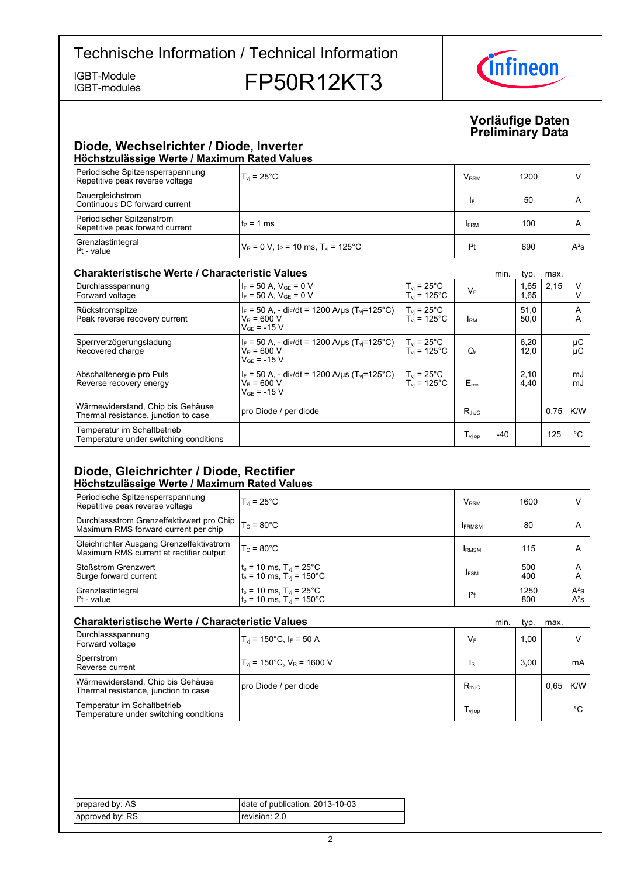# Technische Information / Technical Information

IGBT-Module
IGBT-modules

## FP50R12KT3

**Vorläufige Daten**
**Preliminary Data**

## Diode, Wechselrichter / Diode, Inverter

### Höchstzulässige Werte / Maximum Rated Values

| | | | | |
|---|---|---|---|---|
| Periodische Spitzensperrspannung<br>Repetitive peak reverse voltage | $T_{vj}$ = 25°C | $V_{RRM}$ | 1200 | V |
| Dauergleichstrom<br>Continuous DC forward current | | $I_F$ | 50 | A |
| Periodischer Spitzenstrom<br>Repetitive peak forward current | $t_P$ = 1 ms | $I_{FRM}$ | 100 | A |
| Grenzlastintegral<br>$I^2t$ - value | $V_R$ = 0 V, $t_P$ = 10 ms, $T_{vj}$ = 125°C | $I^2t$ | 690 | A²s |

### Charakteristische Werte / Characteristic Values

| | | | | min. | typ. | max. | |
|---|---|---|---|---|---|---|---|
| Durchlassspannung<br>Forward voltage | $I_F$ = 50 A, $V_{GE}$ = 0 V<br>$I_F$ = 50 A, $V_{GE}$ = 0 V | $T_{vj}$ = 25°C<br>$T_{vj}$ = 125°C | $V_F$ | | 1,65<br>1,65 | 2,15 | V<br>V |
| Rückstromspitze<br>Peak reverse recovery current | $I_F$ = 50 A, - $di_F/dt$ = 1200 A/µs ($T_{vj}$=125°C)<br>$V_R$ = 600 V<br>$V_{GE}$ = -15 V | $T_{vj}$ = 25°C<br>$T_{vj}$ = 125°C | $I_{RM}$ | | 51,0<br>50,0 | | A<br>A |
| Sperrverzögerungsladung<br>Recovered charge | $I_F$ = 50 A, - $di_F/dt$ = 1200 A/µs ($T_{vj}$=125°C)<br>$V_R$ = 600 V<br>$V_{GE}$ = -15 V | $T_{vj}$ = 25°C<br>$T_{vj}$ = 125°C | $Q_r$ | | 6,20<br>12,0 | | µC<br>µC |
| Abschaltenergie pro Puls<br>Reverse recovery energy | $I_F$ = 50 A, - $di_F/dt$ = 1200 A/µs ($T_{vj}$=125°C)<br>$V_R$ = 600 V<br>$V_{GE}$ = -15 V | $T_{vj}$ = 25°C<br>$T_{vj}$ = 125°C | $E_{rec}$ | | 2,10<br>4,40 | | mJ<br>mJ |
| Wärmewiderstand, Chip bis Gehäuse<br>Thermal resistance, junction to case | pro Diode / per diode | | $R_{thJC}$ | | | 0,75 | K/W |
| Temperatur im Schaltbetrieb<br>Temperature under switching conditions | | | $T_{vj\ op}$ | -40 | | 125 | °C |

## Diode, Gleichrichter / Diode, Rectifier

### Höchstzulässige Werte / Maximum Rated Values

| | | | | |
|---|---|---|---|---|
| Periodische Spitzensperrspannung<br>Repetitive peak reverse voltage | $T_{vj}$ = 25°C | $V_{RRM}$ | 1600 | V |
| Durchlassstrom Grenzeffektivwert pro Chip<br>Maximum RMS forward current per chip | $T_C$ = 80°C | $I_{FRMSM}$ | 80 | A |
| Gleichrichter Ausgang Grenzeffektivstrom<br>Maximum RMS current at rectifier output | $T_C$ = 80°C | $I_{RMSM}$ | 115 | A |
| Stoßstrom Grenzwert<br>Surge forward current | $t_p$ = 10 ms, $T_{vj}$ = 25°C<br>$t_p$ = 10 ms, $T_{vj}$ = 150°C | $I_{FSM}$ | 500<br>400 | A<br>A |
| Grenzlastintegral<br>$I^2t$ - value | $t_p$ = 10 ms, $T_{vj}$ = 25°C<br>$t_p$ = 10 ms, $T_{vj}$ = 150°C | $I^2t$ | 1250<br>800 | A²s<br>A²s |

### Charakteristische Werte / Characteristic Values

| | | | min. | typ. | max. | |
|---|---|---|---|---|---|---|
| Durchlassspannung<br>Forward voltage | $T_{vj}$ = 150°C, $I_F$ = 50 A | $V_F$ | | 1,00 | | V |
| Sperrstrom<br>Reverse current | $T_{vj}$ = 150°C, $V_R$ = 1600 V | $I_R$ | | 3,00 | | mA |
| Wärmewiderstand, Chip bis Gehäuse<br>Thermal resistance, junction to case | pro Diode / per diode | $R_{thJC}$ | | | 0,65 | K/W |
| Temperatur im Schaltbetrieb<br>Temperature under switching conditions | | $T_{vj\ op}$ | | | | °C |

| | |
|---|---|
| prepared by: AS | date of publication: 2013-10-03 |
| approved by: RS | revision: 2.0 |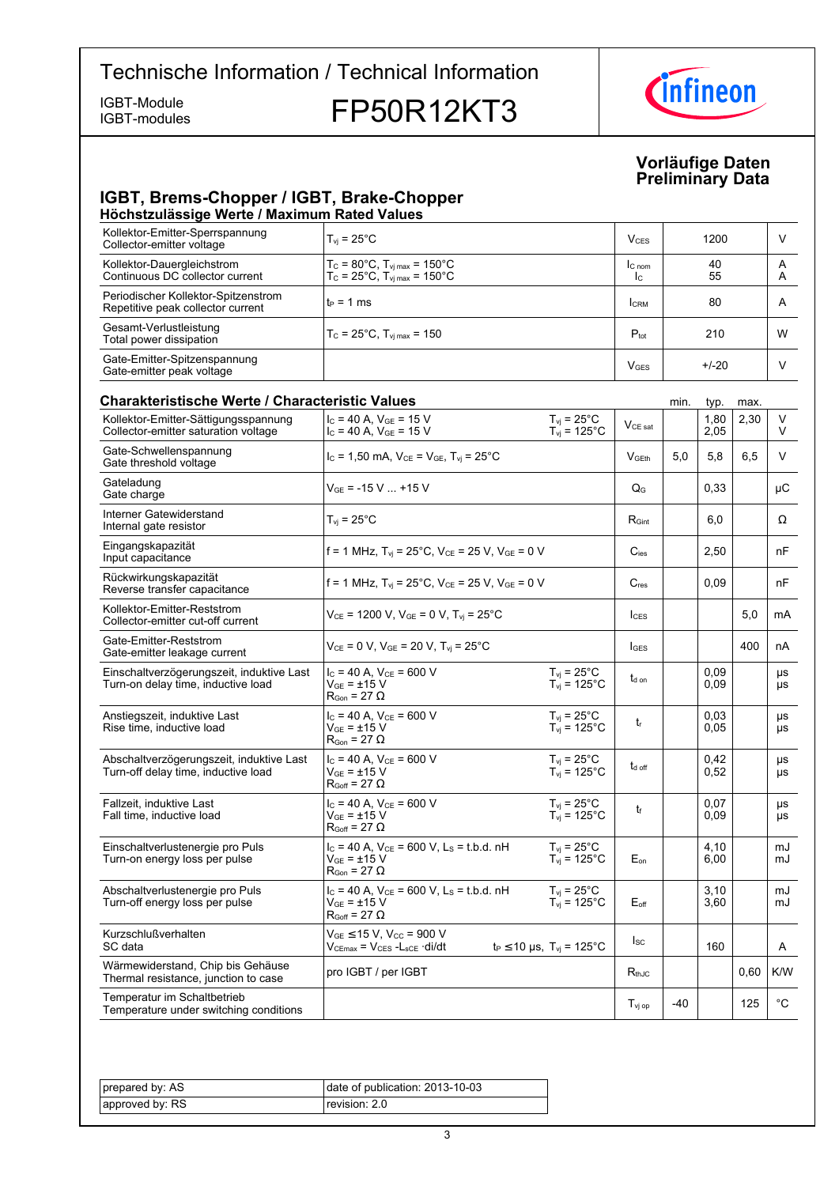# Technische Information / Technical Information

IGBT-Module
IGBT-modules

# FP50R12KT3

**Vorläufige Daten**
**Preliminary Data**

## IGBT, Brems-Chopper / IGBT, Brake-Chopper

### Höchstzulässige Werte / Maximum Rated Values

| Parameter | Conditions | Symbol | Value | Unit |
|---|---|---|---|---|
| Kollektor-Emitter-Sperrspannung<br>Collector-emitter voltage | $T_{vj}$ = 25°C | $V_{CES}$ | 1200 | V |
| Kollektor-Dauergleichstrom<br>Continuous DC collector current | $T_C$ = 80°C, $T_{vj\,max}$ = 150°C<br>$T_C$ = 25°C, $T_{vj\,max}$ = 150°C | $I_{C\,nom}$<br>$I_C$ | 40<br>55 | A<br>A |
| Periodischer Kollektor-Spitzenstrom<br>Repetitive peak collector current | $t_P$ = 1 ms | $I_{CRM}$ | 80 | A |
| Gesamt-Verlustleistung<br>Total power dissipation | $T_C$ = 25°C, $T_{vj\,max}$ = 150 | $P_{tot}$ | 210 | W |
| Gate-Emitter-Spitzenspannung<br>Gate-emitter peak voltage | | $V_{GES}$ | +/-20 | V |

### Charakteristische Werte / Characteristic Values

| Parameter | Conditions | | Symbol | min. | typ. | max. | Unit |
|---|---|---|---|---|---|---|---|
| Kollektor-Emitter-Sättigungsspannung<br>Collector-emitter saturation voltage | $I_C$ = 40 A, $V_{GE}$ = 15 V<br>$I_C$ = 40 A, $V_{GE}$ = 15 V | $T_{vj}$ = 25°C<br>$T_{vj}$ = 125°C | $V_{CE\,sat}$ | | 1,80<br>2,05 | 2,30 | V<br>V |
| Gate-Schwellenspannung<br>Gate threshold voltage | $I_C$ = 1,50 mA, $V_{CE}$ = $V_{GE}$, $T_{vj}$ = 25°C | | $V_{GEth}$ | 5,0 | 5,8 | 6,5 | V |
| Gateladung<br>Gate charge | $V_{GE}$ = -15 V ... +15 V | | $Q_G$ | | 0,33 | | µC |
| Interner Gatewiderstand<br>Internal gate resistor | $T_{vj}$ = 25°C | | $R_{Gint}$ | | 6,0 | | Ω |
| Eingangskapazität<br>Input capacitance | f = 1 MHz, $T_{vj}$ = 25°C, $V_{CE}$ = 25 V, $V_{GE}$ = 0 V | | $C_{ies}$ | | 2,50 | | nF |
| Rückwirkungskapazität<br>Reverse transfer capacitance | f = 1 MHz, $T_{vj}$ = 25°C, $V_{CE}$ = 25 V, $V_{GE}$ = 0 V | | $C_{res}$ | | 0,09 | | nF |
| Kollektor-Emitter-Reststrom<br>Collector-emitter cut-off current | $V_{CE}$ = 1200 V, $V_{GE}$ = 0 V, $T_{vj}$ = 25°C | | $I_{CES}$ | | | 5,0 | mA |
| Gate-Emitter-Reststrom<br>Gate-emitter leakage current | $V_{CE}$ = 0 V, $V_{GE}$ = 20 V, $T_{vj}$ = 25°C | | $I_{GES}$ | | | 400 | nA |
| Einschaltverzögerungszeit, induktive Last<br>Turn-on delay time, inductive load | $I_C$ = 40 A, $V_{CE}$ = 600 V<br>$V_{GE}$ = ±15 V<br>$R_{Gon}$ = 27 Ω | $T_{vj}$ = 25°C<br>$T_{vj}$ = 125°C | $t_{d\,on}$ | | 0,09<br>0,09 | | µs<br>µs |
| Anstiegszeit, induktive Last<br>Rise time, inductive load | $I_C$ = 40 A, $V_{CE}$ = 600 V<br>$V_{GE}$ = ±15 V<br>$R_{Gon}$ = 27 Ω | $T_{vj}$ = 25°C<br>$T_{vj}$ = 125°C | $t_r$ | | 0,03<br>0,05 | | µs<br>µs |
| Abschaltverzögerungszeit, induktive Last<br>Turn-off delay time, inductive load | $I_C$ = 40 A, $V_{CE}$ = 600 V<br>$V_{GE}$ = ±15 V<br>$R_{Goff}$ = 27 Ω | $T_{vj}$ = 25°C<br>$T_{vj}$ = 125°C | $t_{d\,off}$ | | 0,42<br>0,52 | | µs<br>µs |
| Fallzeit, induktive Last<br>Fall time, inductive load | $I_C$ = 40 A, $V_{CE}$ = 600 V<br>$V_{GE}$ = ±15 V<br>$R_{Goff}$ = 27 Ω | $T_{vj}$ = 25°C<br>$T_{vj}$ = 125°C | $t_f$ | | 0,07<br>0,09 | | µs<br>µs |
| Einschaltverlustenergie pro Puls<br>Turn-on energy loss per pulse | $I_C$ = 40 A, $V_{CE}$ = 600 V, $L_S$ = t.b.d. nH<br>$V_{GE}$ = ±15 V<br>$R_{Gon}$ = 27 Ω | $T_{vj}$ = 25°C<br>$T_{vj}$ = 125°C | $E_{on}$ | | 4,10<br>6,00 | | mJ<br>mJ |
| Abschaltverlustenergie pro Puls<br>Turn-off energy loss per pulse | $I_C$ = 40 A, $V_{CE}$ = 600 V, $L_S$ = t.b.d. nH<br>$V_{GE}$ = ±15 V<br>$R_{Goff}$ = 27 Ω | $T_{vj}$ = 25°C<br>$T_{vj}$ = 125°C | $E_{off}$ | | 3,10<br>3,60 | | mJ<br>mJ |
| Kurzschlußverhalten<br>SC data | $V_{GE}$ ≤15 V, $V_{CC}$ = 900 V<br>$V_{CEmax}$ = $V_{CES}$ -$L_{sCE}$ ·di/dt | $t_P$ ≤10 µs, $T_{vj}$ = 125°C | $I_{SC}$ | | 160 | | A |
| Wärmewiderstand, Chip bis Gehäuse<br>Thermal resistance, junction to case | pro IGBT / per IGBT | | $R_{thJC}$ | | | 0,60 | K/W |
| Temperatur im Schaltbetrieb<br>Temperature under switching conditions | | | $T_{vj\,op}$ | -40 | | 125 | °C |

| | |
|---|---|
| prepared by: AS | date of publication: 2013-10-03 |
| approved by: RS | revision: 2.0 |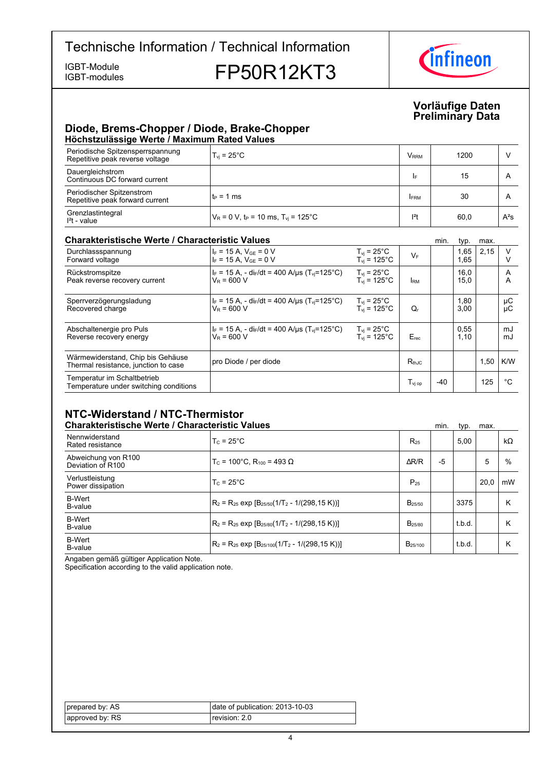# Technische Information / Technical Information

IGBT-Module
IGBT-modules

# FP50R12KT3

**Vorläufige Daten**
**Preliminary Data**

## Diode, Brems-Chopper / Diode, Brake-Chopper

### Höchstzulässige Werte / Maximum Rated Values

| | | | | |
|---|---|---|---|---|
| Periodische Spitzensperrspannung<br>Repetitive peak reverse voltage | $T_{vj}$ = 25°C | $V_{RRM}$ | 1200 | V |
| Dauergleichstrom<br>Continuous DC forward current | | $I_F$ | 15 | A |
| Periodischer Spitzenstrom<br>Repetitive peak forward current | $t_P$ = 1 ms | $I_{FRM}$ | 30 | A |
| Grenzlastintegral<br>$I^2t$ - value | $V_R$ = 0 V, $t_P$ = 10 ms, $T_{vj}$ = 125°C | $I^2t$ | 60,0 | $A^2s$ |

### Charakteristische Werte / Characteristic Values

| | | | | min. | typ. | max. | |
|---|---|---|---|---|---|---|---|
| Durchlassspannung<br>Forward voltage | $I_F$ = 15 A, $V_{GE}$ = 0 V<br>$I_F$ = 15 A, $V_{GE}$ = 0 V | $T_{vj}$ = 25°C<br>$T_{vj}$ = 125°C | $V_F$ | | 1,65<br>1,65 | 2,15 | V<br>V |
| Rückstromspitze<br>Peak reverse recovery current | $I_F$ = 15 A, - $di_F/dt$ = 400 A/µs ($T_{vj}$=125°C)<br>$V_R$ = 600 V | $T_{vj}$ = 25°C<br>$T_{vj}$ = 125°C | $I_{RM}$ | | 16,0<br>15,0 | | A<br>A |
| Sperrverzögerungsladung<br>Recovered charge | $I_F$ = 15 A, - $di_F/dt$ = 400 A/µs ($T_{vj}$=125°C)<br>$V_R$ = 600 V | $T_{vj}$ = 25°C<br>$T_{vj}$ = 125°C | $Q_r$ | | 1,80<br>3,00 | | µC<br>µC |
| Abschaltenergie pro Puls<br>Reverse recovery energy | $I_F$ = 15 A, - $di_F/dt$ = 400 A/µs ($T_{vj}$=125°C)<br>$V_R$ = 600 V | $T_{vj}$ = 25°C<br>$T_{vj}$ = 125°C | $E_{rec}$ | | 0,55<br>1,10 | | mJ<br>mJ |
| Wärmewiderstand, Chip bis Gehäuse<br>Thermal resistance, junction to case | pro Diode / per diode | | $R_{thJC}$ | | | 1,50 | K/W |
| Temperatur im Schaltbetrieb<br>Temperature under switching conditions | | | $T_{vj\,op}$ | -40 | | 125 | °C |

## NTC-Widerstand / NTC-Thermistor

### Charakteristische Werte / Characteristic Values

| | | | min. | typ. | max. | |
|---|---|---|---|---|---|---|
| Nennwiderstand<br>Rated resistance | $T_C$ = 25°C | $R_{25}$ | | 5,00 | | kΩ |
| Abweichung von R100<br>Deviation of R100 | $T_C$ = 100°C, $R_{100}$ = 493 Ω | ΔR/R | -5 | | 5 | % |
| Verlustleistung<br>Power dissipation | $T_C$ = 25°C | $P_{25}$ | | | 20,0 | mW |
| B-Wert<br>B-value | $R_2 = R_{25} \exp [B_{25/50}(1/T_2 - 1/(298,15\ K))]$ | $B_{25/50}$ | | 3375 | | K |
| B-Wert<br>B-value | $R_2 = R_{25} \exp [B_{25/80}(1/T_2 - 1/(298,15\ K))]$ | $B_{25/80}$ | | t.b.d. | | K |
| B-Wert<br>B-value | $R_2 = R_{25} \exp [B_{25/100}(1/T_2 - 1/(298,15\ K))]$ | $B_{25/100}$ | | t.b.d. | | K |

Angaben gemäß gültiger Application Note.
Specification according to the valid application note.

| | |
|---|---|
| prepared by: AS | date of publication: 2013-10-03 |
| approved by: RS | revision: 2.0 |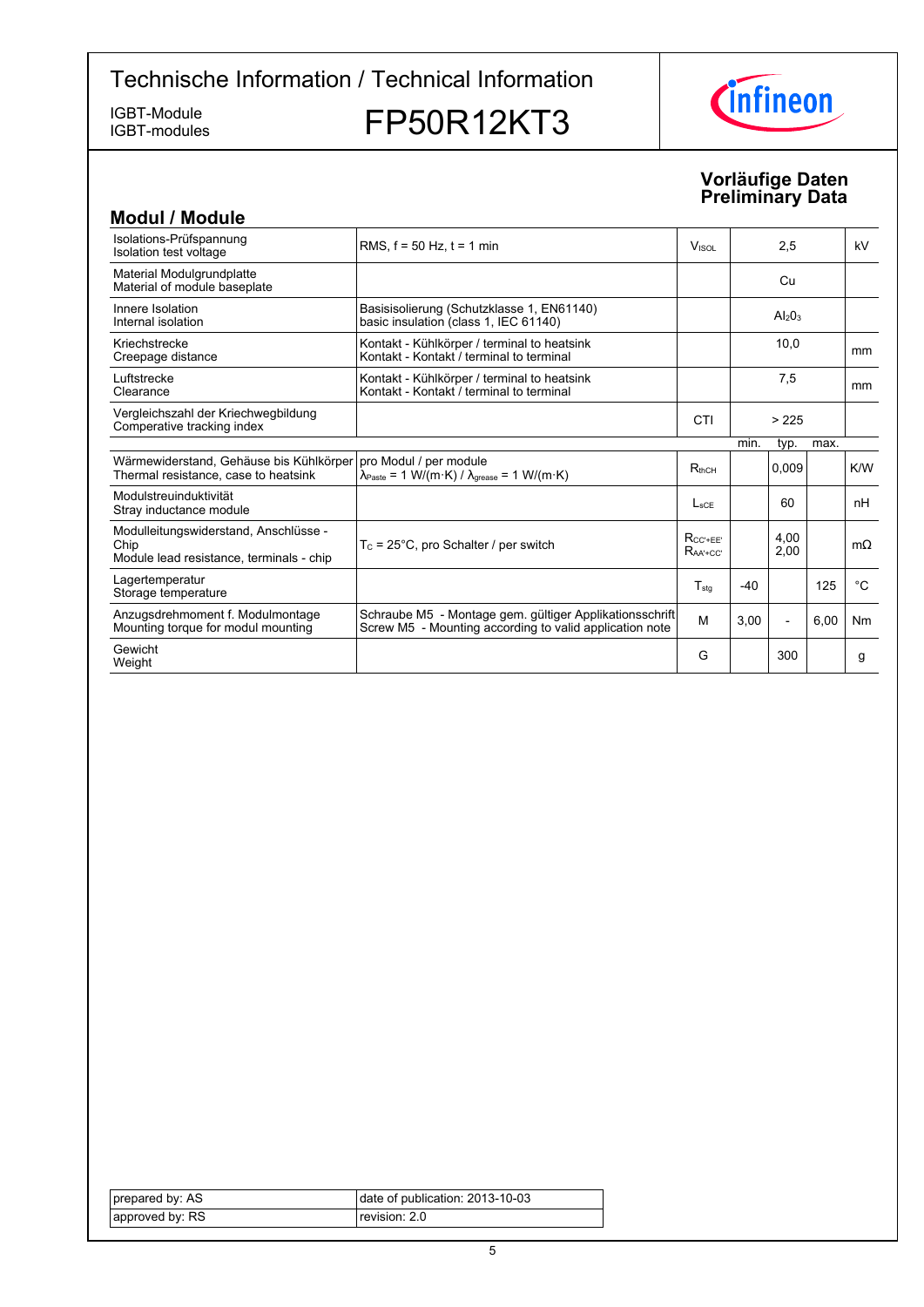# Technische Information / Technical Information

IGBT-Module
IGBT-modules

# FP50R12KT3

**Vorläufige Daten**
**Preliminary Data**

## Modul / Module

| | | | min. | typ. | max. | |
|---|---|---|---|---|---|---|
| Isolations-Prüfspannung<br>Isolation test voltage | RMS, f = 50 Hz, t = 1 min | $V_{ISOL}$ | | 2,5 | | kV |
| Material Modulgrundplatte<br>Material of module baseplate | | | | Cu | | |
| Innere Isolation<br>Internal isolation | Basisisolierung (Schutzklasse 1, EN61140)<br>basic insulation (class 1, IEC 61140) | | | $Al_2O_3$ | | |
| Kriechstrecke<br>Creepage distance | Kontakt - Kühlkörper / terminal to heatsink<br>Kontakt - Kontakt / terminal to terminal | | | 10,0 | | mm |
| Luftstrecke<br>Clearance | Kontakt - Kühlkörper / terminal to heatsink<br>Kontakt - Kontakt / terminal to terminal | | | 7,5 | | mm |
| Vergleichszahl der Kriechwegbildung<br>Comparative tracking index | | CTI | | > 225 | | |
| Wärmewiderstand, Gehäuse bis Kühlkörper<br>Thermal resistance, case to heatsink | pro Modul / per module<br>$\lambda_{Paste}$ = 1 W/(m·K) / $\lambda_{grease}$ = 1 W/(m·K) | $R_{thCH}$ | | 0,009 | | K/W |
| Modulstreuinduktivität<br>Stray inductance module | | $L_{sCE}$ | | 60 | | nH |
| Modulleitungswiderstand, Anschlüsse - Chip<br>Module lead resistance, terminals - chip | $T_C$ = 25°C, pro Schalter / per switch | $R_{CC'+EE'}$<br>$R_{AA'+CC'}$ | | 4,00<br>2,00 | | mΩ |
| Lagertemperatur<br>Storage temperature | | $T_{stg}$ | -40 | | 125 | °C |
| Anzugsdrehmoment f. Modulmontage<br>Mounting torque for modul mounting | Schraube M5 - Montage gem. gültiger Applikationsschrift<br>Screw M5 - Mounting according to valid application note | M | 3,00 | - | 6,00 | Nm |
| Gewicht<br>Weight | | G | | 300 | | g |

| | |
|---|---|
| prepared by: AS | date of publication: 2013-10-03 |
| approved by: RS | revision: 2.0 |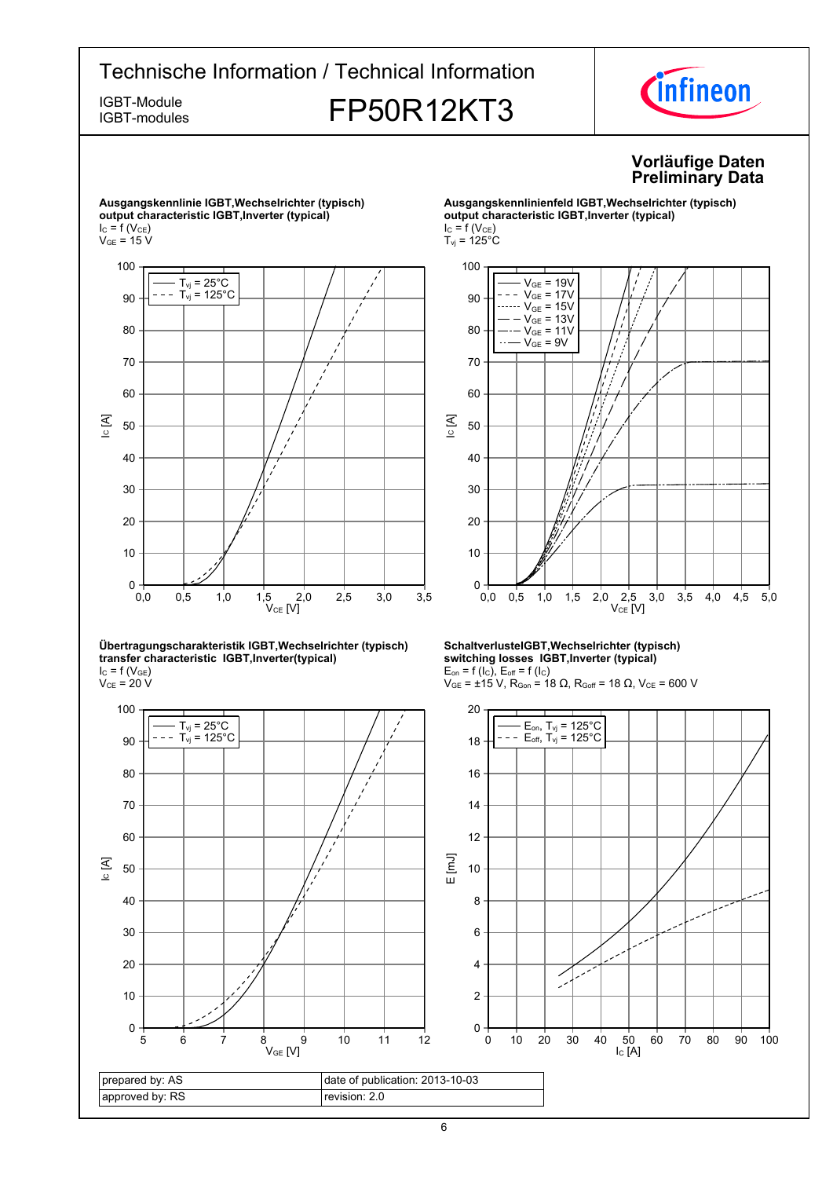Technische Information / Technical Information

IGBT-Module
IGBT-modules

# FP50R12KT3

**Vorläufige Daten**
**Preliminary Data**

**Ausgangskennlinie IGBT,Wechselrichter (typisch)**
**output characteristic IGBT,Inverter (typical)**
$I_C = f(V_{CE})$
$V_{GE} = 15$ V

- $T_{vj} = 25°C$
- $T_{vj} = 125°C$

**Ausgangskennlinienfeld IGBT,Wechselrichter (typisch)**
**output characteristic IGBT,Inverter (typical)**
$I_C = f(V_{CE})$
$T_{vj} = 125°C$

- $V_{GE} = 19V$
- $V_{GE} = 17V$
- $V_{GE} = 15V$
- $V_{GE} = 13V$
- $V_{GE} = 11V$
- $V_{GE} = 9V$

**Übertragungscharakteristik IGBT,Wechselrichter (typisch)**
**transfer characteristic IGBT,Inverter(typical)**
$I_C = f(V_{GE})$
$V_{CE} = 20$ V

- $T_{vj} = 25°C$
- $T_{vj} = 125°C$

**SchaltverlusteIGBT,Wechselrichter (typisch)**
**switching losses IGBT,Inverter (typical)**
$E_{on} = f(I_C)$, $E_{off} = f(I_C)$
$V_{GE} = ±15$ V, $R_{Gon} = 18$ Ω, $R_{Goff} = 18$ Ω, $V_{CE} = 600$ V

- $E_{on}$, $T_{vj} = 125°C$
- $E_{off}$, $T_{vj} = 125°C$

| prepared by: AS | date of publication: 2013-10-03 |
|---|---|
| approved by: RS | revision: 2.0 |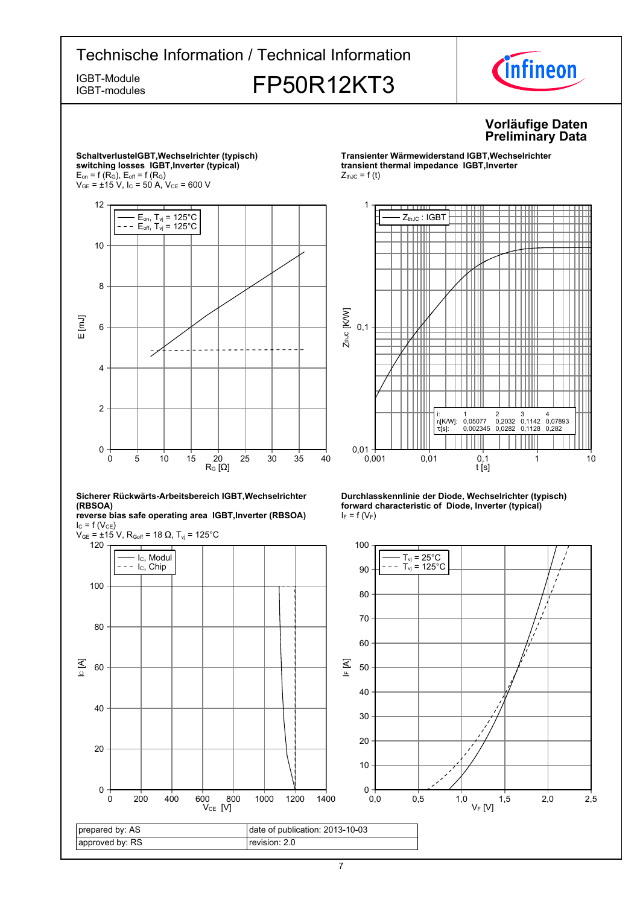**Vorläufige Daten**
**Preliminary Data**

**SchaltverlusteIGBT,Wechselrichter (typisch)**
**switching losses IGBT,Inverter (typical)**
$E_{on} = f(R_G)$, $E_{off} = f(R_G)$
$V_{GE} = \pm15$ V, $I_C = 50$ A, $V_{CE} = 600$ V

Legend: $E_{on}$, $T_{vj} = 125°C$ (solid); $E_{off}$, $T_{vj} = 125°C$ (dashed)

Axes: E [mJ] (0–12); $R_G$ [Ω] (0–40)

**Transienter Wärmewiderstand IGBT,Wechselrichter**
**transient thermal impedance IGBT,Inverter**
$Z_{thJC} = f(t)$

Legend: $Z_{thJC}$ : IGBT

Axes: $Z_{thJC}$ [K/W] (0,01–1); t [s] (0,001–10)

| i: | 1 | 2 | 3 | 4 |
|---|---|---|---|---|
| $r_i$[K/W]: | 0,05077 | 0,2032 | 0,1142 | 0,07893 |
| $\tau_i$[s]: | 0,002345 | 0,0282 | 0,1128 | 0,282 |

**Sicherer Rückwärts-Arbeitsbereich IGBT,Wechselrichter (RBSOA)**
**reverse bias safe operating area IGBT,Inverter (RBSOA)**
$I_C = f(V_{CE})$
$V_{GE} = \pm15$ V, $R_{Goff} = 18$ Ω, $T_{vj} = 125°C$

Legend: $I_C$, Modul (solid); $I_C$, Chip (dashed)

Axes: $I_C$ [A] (0–120); $V_{CE}$ [V] (0–1400)

**Durchlasskennlinie der Diode, Wechselrichter (typisch)**
**forward characteristic of Diode, Inverter (typical)**
$I_F = f(V_F)$

Legend: $T_{vj} = 25°C$ (solid); $T_{vj} = 125°C$ (dashed)

Axes: $I_F$ [A] (0–100); $V_F$ [V] (0,0–2,5)

| prepared by: AS | date of publication: 2013-10-03 |
|---|---|
| approved by: RS | revision: 2.0 |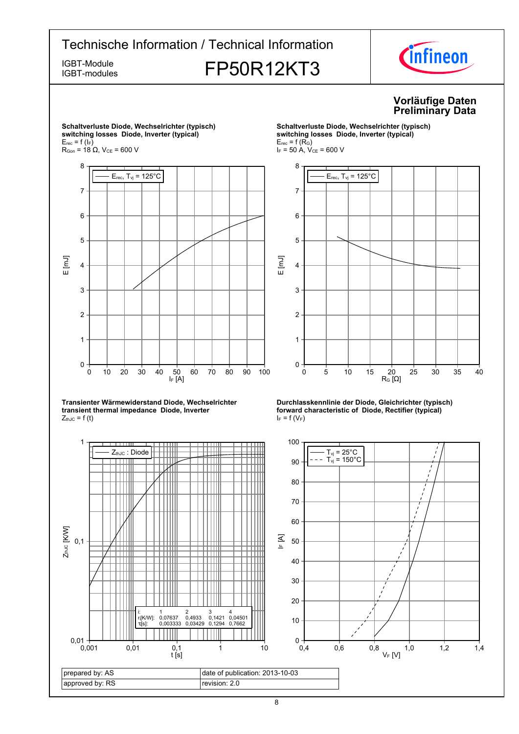# FP50R12KT3

**Vorläufige Daten**
**Preliminary Data**

**Schaltverluste Diode, Wechselrichter (typisch)**
**switching losses Diode, Inverter (typical)**
$E_{rec} = f(I_F)$
$R_{Gon} = 18\ \Omega$, $V_{CE} = 600\ V$

**Schaltverluste Diode, Wechselrichter (typisch)**
**switching losses Diode, Inverter (typical)**
$E_{rec} = f(R_G)$
$I_F = 50\ A$, $V_{CE} = 600\ V$

**Transienter Wärmewiderstand Diode, Wechselrichter**
**transient thermal impedance Diode, Inverter**
$Z_{thJC} = f(t)$

| i: | 1 | 2 | 3 | 4 |
|---|---|---|---|---|
| $r_i$[K/W]: | 0,07637 | 0,4933 | 0,1421 | 0,04501 |
| $\tau_i$[s]: | 0,003333 | 0,03429 | 0,1294 | 0,7662 |

**Durchlasskennlinie der Diode, Gleichrichter (typisch)**
**forward characteristic of Diode, Rectifier (typical)**
$I_F = f(V_F)$

| prepared by: AS | date of publication: 2013-10-03 |
|---|---|
| approved by: RS | revision: 2.0 |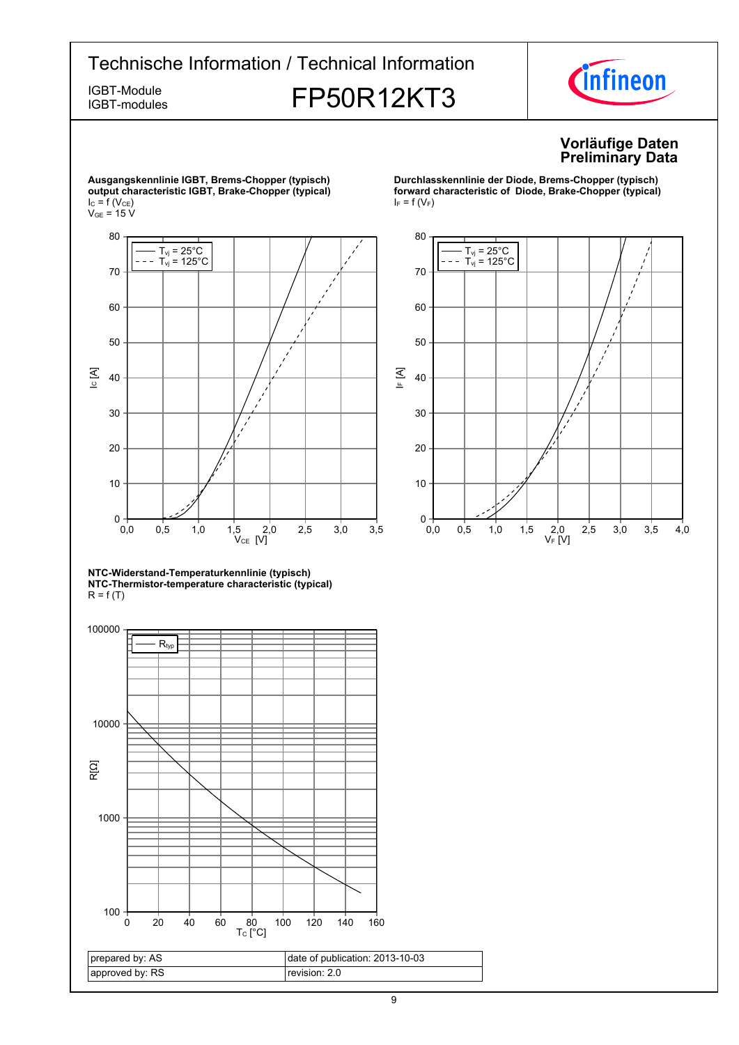# Technische Information / Technical Information

IGBT-Module
IGBT-modules

# FP50R12KT3

**Vorläufige Daten**
**Preliminary Data**

**Ausgangskennlinie IGBT, Brems-Chopper (typisch)**
**output characteristic IGBT, Brake-Chopper (typical)**
$I_C = f(V_{CE})$
$V_{GE} = 15\ V$

**Durchlasskennlinie der Diode, Brems-Chopper (typisch)**
**forward characteristic of Diode, Brake-Chopper (typical)**
$I_F = f(V_F)$

**NTC-Widerstand-Temperaturkennlinie (typisch)**
**NTC-Thermistor-temperature characteristic (typical)**
$R = f(T)$

| prepared by: AS | date of publication: 2013-10-03 |
|---|---|
| approved by: RS | revision: 2.0 |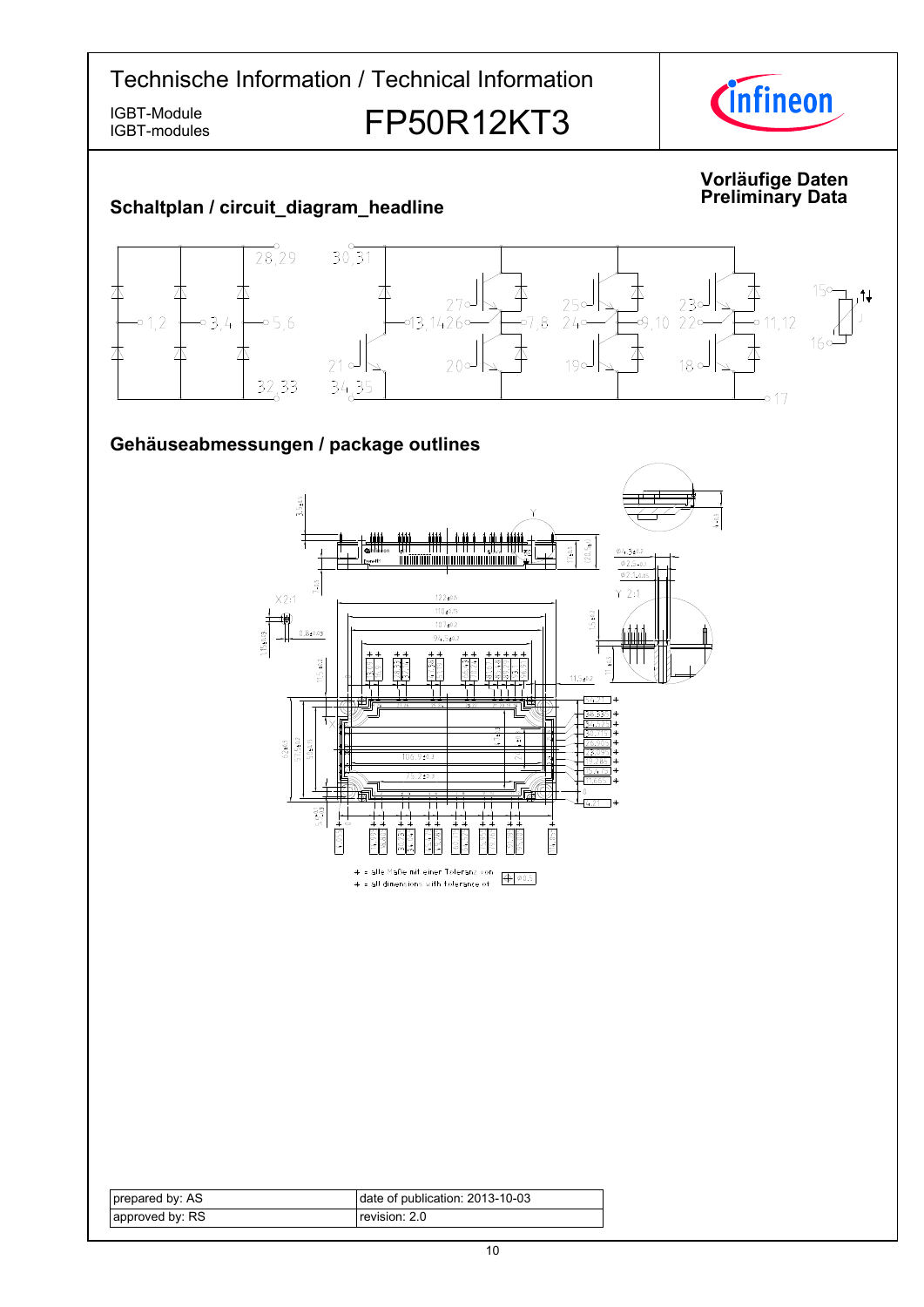# Technische Information / Technical Information

IGBT-Module
IGBT-modules

# FP50R12KT3

**Vorläufige Daten**
**Preliminary Data**

## Schaltplan / circuit_diagram_headline

## Gehäuseabmessungen / package outlines

+ = alle Maße mit einer Toleranz von
+ = all dimensions with tolerance of

| prepared by: AS | date of publication: 2013-10-03 |
|---|---|
| approved by: RS | revision: 2.0 |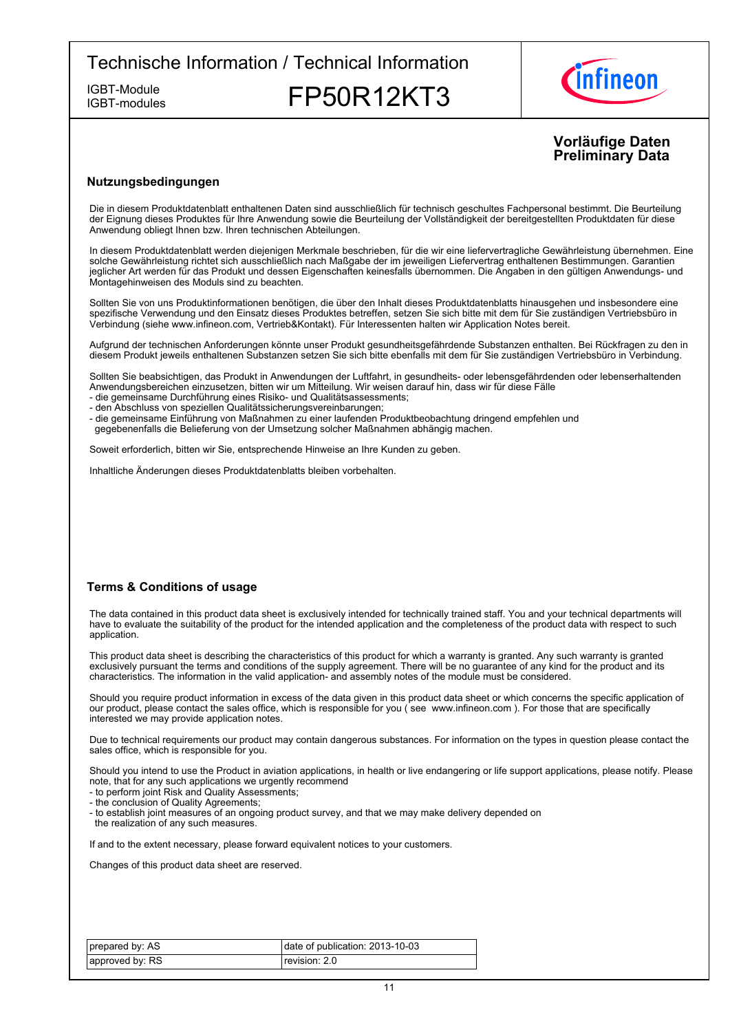Technische Information / Technical Information

IGBT-Module
IGBT-modules

# FP50R12KT3

**Vorläufige Daten**
**Preliminary Data**

## Nutzungsbedingungen

Die in diesem Produktdatenblatt enthaltenen Daten sind ausschließlich für technisch geschultes Fachpersonal bestimmt. Die Beurteilung der Eignung dieses Produktes für Ihre Anwendung sowie die Beurteilung der Vollständigkeit der bereitgestellten Produktdaten für diese Anwendung obliegt Ihnen bzw. Ihren technischen Abteilungen.

In diesem Produktdatenblatt werden diejenigen Merkmale beschrieben, für die wir eine liefervertragliche Gewährleistung übernehmen. Eine solche Gewährleistung richtet sich ausschließlich nach Maßgabe der im jeweiligen Liefervertrag enthaltenen Bestimmungen. Garantien jeglicher Art werden für das Produkt und dessen Eigenschaften keinesfalls übernommen. Die Angaben in den gültigen Anwendungs- und Montagehinweisen des Moduls sind zu beachten.

Sollten Sie von uns Produktinformationen benötigen, die über den Inhalt dieses Produktdatenblatts hinausgehen und insbesondere eine spezifische Verwendung und den Einsatz dieses Produktes betreffen, setzen Sie sich bitte mit dem für Sie zuständigen Vertriebsbüro in Verbindung (siehe www.infineon.com, Vertrieb&Kontakt). Für Interessenten halten wir Application Notes bereit.

Aufgrund der technischen Anforderungen könnte unser Produkt gesundheitsgefährdende Substanzen enthalten. Bei Rückfragen zu den in diesem Produkt jeweils enthaltenen Substanzen setzen Sie sich bitte ebenfalls mit dem für Sie zuständigen Vertriebsbüro in Verbindung.

Sollten Sie beabsichtigen, das Produkt in Anwendungen der Luftfahrt, in gesundheits- oder lebensgefährdenden oder lebenserhaltenden Anwendungsbereichen einzusetzen, bitten wir um Mitteilung. Wir weisen darauf hin, dass wir für diese Fälle
- die gemeinsame Durchführung eines Risiko- und Qualitätsassessments;
- den Abschluss von speziellen Qualitätssicherungsvereinbarungen;
- die gemeinsame Einführung von Maßnahmen zu einer laufenden Produktbeobachtung dringend empfehlen und gegebenenfalls die Belieferung von der Umsetzung solcher Maßnahmen abhängig machen.

Soweit erforderlich, bitten wir Sie, entsprechende Hinweise an Ihre Kunden zu geben.

Inhaltliche Änderungen dieses Produktdatenblatts bleiben vorbehalten.

## Terms & Conditions of usage

The data contained in this product data sheet is exclusively intended for technically trained staff. You and your technical departments will have to evaluate the suitability of the product for the intended application and the completeness of the product data with respect to such application.

This product data sheet is describing the characteristics of this product for which a warranty is granted. Any such warranty is granted exclusively pursuant the terms and conditions of the supply agreement. There will be no guarantee of any kind for the product and its characteristics. The information in the valid application- and assembly notes of the module must be considered.

Should you require product information in excess of the data given in this product data sheet or which concerns the specific application of our product, please contact the sales office, which is responsible for you ( see www.infineon.com ). For those that are specifically interested we may provide application notes.

Due to technical requirements our product may contain dangerous substances. For information on the types in question please contact the sales office, which is responsible for you.

Should you intend to use the Product in aviation applications, in health or live endangering or life support applications, please notify. Please note, that for any such applications we urgently recommend
- to perform joint Risk and Quality Assessments;
- the conclusion of Quality Agreements;
- to establish joint measures of an ongoing product survey, and that we may make delivery depended on the realization of any such measures.

If and to the extent necessary, please forward equivalent notices to your customers.

Changes of this product data sheet are reserved.

| | |
|---|---|
| prepared by: AS | date of publication: 2013-10-03 |
| approved by: RS | revision: 2.0 |